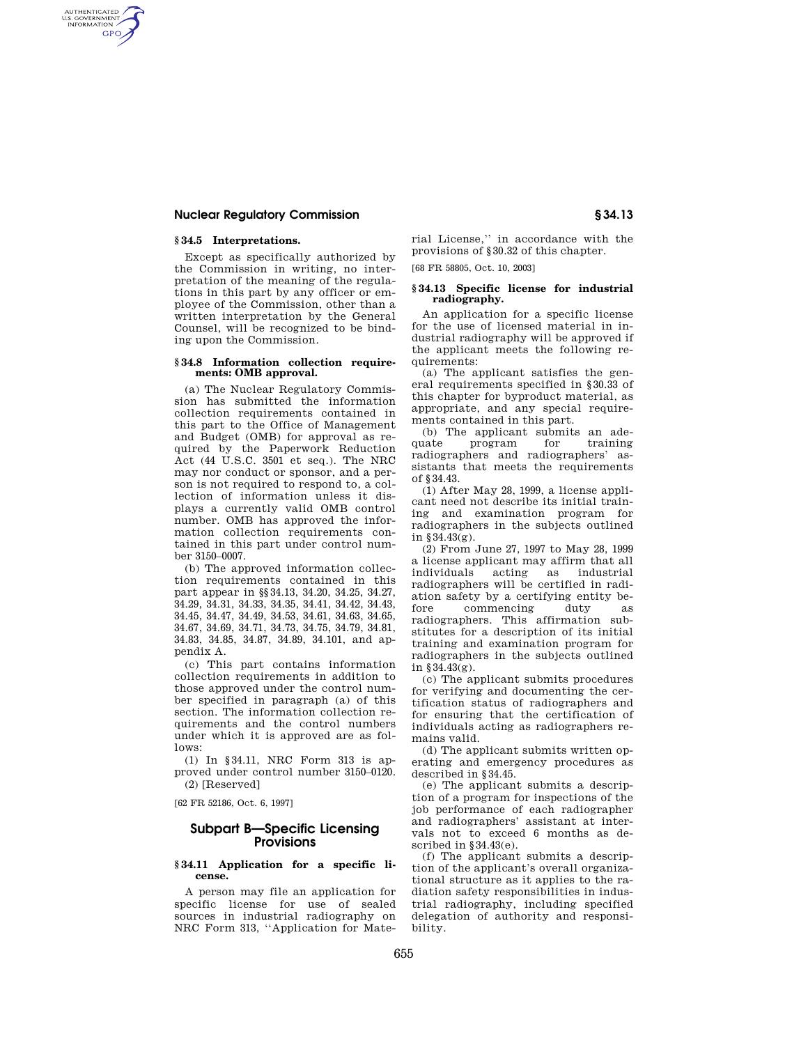### § 34.5 Interpretations.

Except as specifically authorized by the Commission in writing, no interpretation of the meaning of the regulations in this part by any officer or employee of the Commission, other than a written interpretation by the General Counsel, will be recognized to be binding upon the Commission.

### § 34.8 Information collection requirements: OMB approval.

(a) The Nuclear Regulatory Commission has submitted the information collection requirements contained in this part to the Office of Management and Budget (OMB) for approval as required by the Paperwork Reduction Act (44 U.S.C. 3501 et seq.). The NRC may nor conduct or sponsor, and a person is not required to respond to, a collection of information unless it displays a currently valid OMB control number. OMB has approved the information collection requirements contained in this part under control number 3150–0007.

(b) The approved information collection requirements contained in this part appear in §§ 34.13, 34.20, 34.25, 34.27, 34.29, 34.31, 34.33, 34.35, 34.41, 34.42, 34.43, 34.45, 34.47, 34.49, 34.53, 34.61, 34.63, 34.65, 34.67, 34.69, 34.71, 34.73, 34.75, 34.79, 34.81, 34.83, 34.85, 34.87, 34.89, 34.101, and appendix A.

(c) This part contains information collection requirements in addition to those approved under the control number specified in paragraph (a) of this section. The information collection requirements and the control numbers under which it is approved are as follows:

(1) In § 34.11, NRC Form 313 is approved under control number 3150–0120.

(2) [Reserved]

[62 FR 52186, Oct. 6, 1997]

## Subpart B—Specific Licensing Provisions

### § 34.11 Application for a specific license.

A person may file an application for specific license for use of sealed sources in industrial radiography on NRC Form 313, ''Application for Material License,'' in accordance with the provisions of § 30.32 of this chapter.

[68 FR 58805, Oct. 10, 2003]

### § 34.13 Specific license for industrial radiography.

An application for a specific license for the use of licensed material in industrial radiography will be approved if the applicant meets the following requirements:

(a) The applicant satisfies the general requirements specified in § 30.33 of this chapter for byproduct material, as appropriate, and any special requirements contained in this part.

(b) The applicant submits an adequate program for training radiographers and radiographers' assistants that meets the requirements of § 34.43.

(1) After May 28, 1999, a license applicant need not describe its initial training and examination program for radiographers in the subjects outlined in § 34.43(g).

(2) From June 27, 1997 to May 28, 1999 a license applicant may affirm that all individuals acting as industrial radiographers will be certified in radiation safety by a certifying entity before commencing duty as radiographers. This affirmation substitutes for a description of its initial training and examination program for radiographers in the subjects outlined in § 34.43(g).

(c) The applicant submits procedures for verifying and documenting the certification status of radiographers and for ensuring that the certification of individuals acting as radiographers remains valid.

(d) The applicant submits written operating and emergency procedures as described in § 34.45.

(e) The applicant submits a description of a program for inspections of the job performance of each radiographer and radiographers' assistant at intervals not to exceed 6 months as described in § 34.43(e).

(f) The applicant submits a description of the applicant's overall organizational structure as it applies to the radiation safety responsibilities in industrial radiography, including specified delegation of authority and responsibility.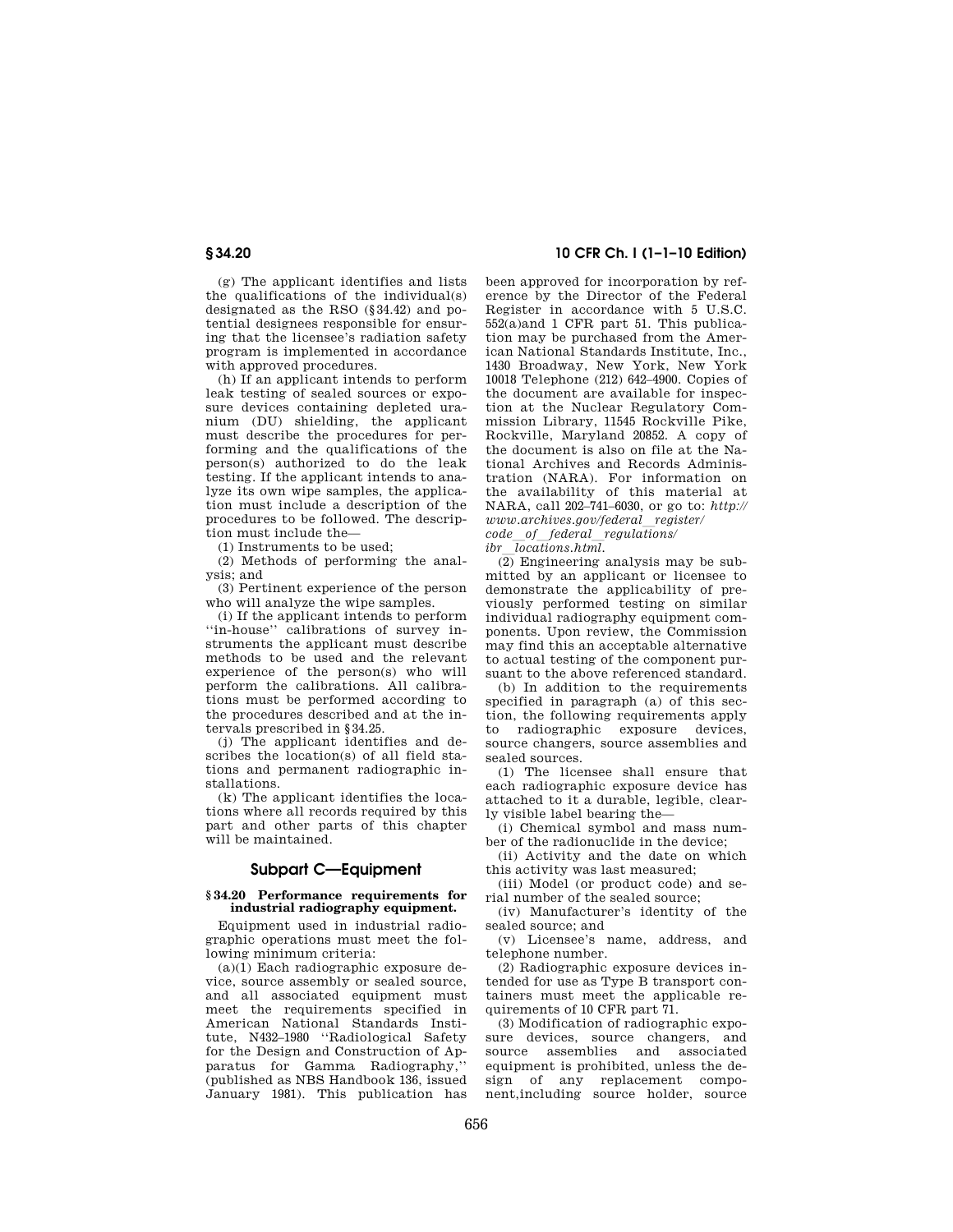(g) The applicant identifies and lists the qualifications of the individual(s) designated as the RSO (§34.42) and potential designees responsible for ensuring that the licensee's radiation safety program is implemented in accordance with approved procedures.

(h) If an applicant intends to perform leak testing of sealed sources or exposure devices containing depleted uranium (DU) shielding, the applicant must describe the procedures for performing and the qualifications of the person(s) authorized to do the leak testing. If the applicant intends to analyze its own wipe samples, the application must include a description of the procedures to be followed. The description must include the—

(1) Instruments to be used;

(2) Methods of performing the analysis; and

(3) Pertinent experience of the person who will analyze the wipe samples.

(i) If the applicant intends to perform "in-house" calibrations of survey instruments the applicant must describe methods to be used and the relevant experience of the person(s) who will perform the calibrations. All calibrations must be performed according to the procedures described and at the intervals prescribed in §34.25.

(j) The applicant identifies and describes the location(s) of all field stations and permanent radiographic installations.

(k) The applicant identifies the locations where all records required by this part and other parts of this chapter will be maintained.

## Subpart C—Equipment

### §34.20 Performance requirements for industrial radiography equipment.

Equipment used in industrial radiographic operations must meet the following minimum criteria:

(a)(1) Each radiographic exposure device, source assembly or sealed source, and all associated equipment must meet the requirements specified in American National Standards Institute, N432–1980 "Radiological Safety for the Design and Construction of Apparatus for Gamma Radiography," (published as NBS Handbook 136, issued January 1981). This publication has been approved for incorporation by reference by the Director of the Federal Register in accordance with 5 U.S.C. 552(a)and 1 CFR part 51. This publication may be purchased from the American National Standards Institute, Inc., 1430 Broadway, New York, New York 10018 Telephone (212) 642–4900. Copies of the document are available for inspection at the Nuclear Regulatory Commission Library, 11545 Rockville Pike, Rockville, Maryland 20852. A copy of the document is also on file at the National Archives and Records Administration (NARA). For information on the availability of this material at NARA, call 202–741–6030, or go to: *http://www.archives.gov/federal_register/code_of_federal_regulations/ibr_locations.html.*

(2) Engineering analysis may be submitted by an applicant or licensee to demonstrate the applicability of previously performed testing on similar individual radiography equipment components. Upon review, the Commission may find this an acceptable alternative to actual testing of the component pursuant to the above referenced standard.

(b) In addition to the requirements specified in paragraph (a) of this section, the following requirements apply to radiographic exposure devices, source changers, source assemblies and sealed sources.

(1) The licensee shall ensure that each radiographic exposure device has attached to it a durable, legible, clearly visible label bearing the—

(i) Chemical symbol and mass number of the radionuclide in the device;

(ii) Activity and the date on which this activity was last measured;

(iii) Model (or product code) and serial number of the sealed source;

(iv) Manufacturer's identity of the sealed source; and

(v) Licensee's name, address, and telephone number.

(2) Radiographic exposure devices intended for use as Type B transport containers must meet the applicable requirements of 10 CFR part 71.

(3) Modification of radiographic exposure devices, source changers, and source assemblies and associated equipment is prohibited, unless the design of any replacement component,including source holder, source